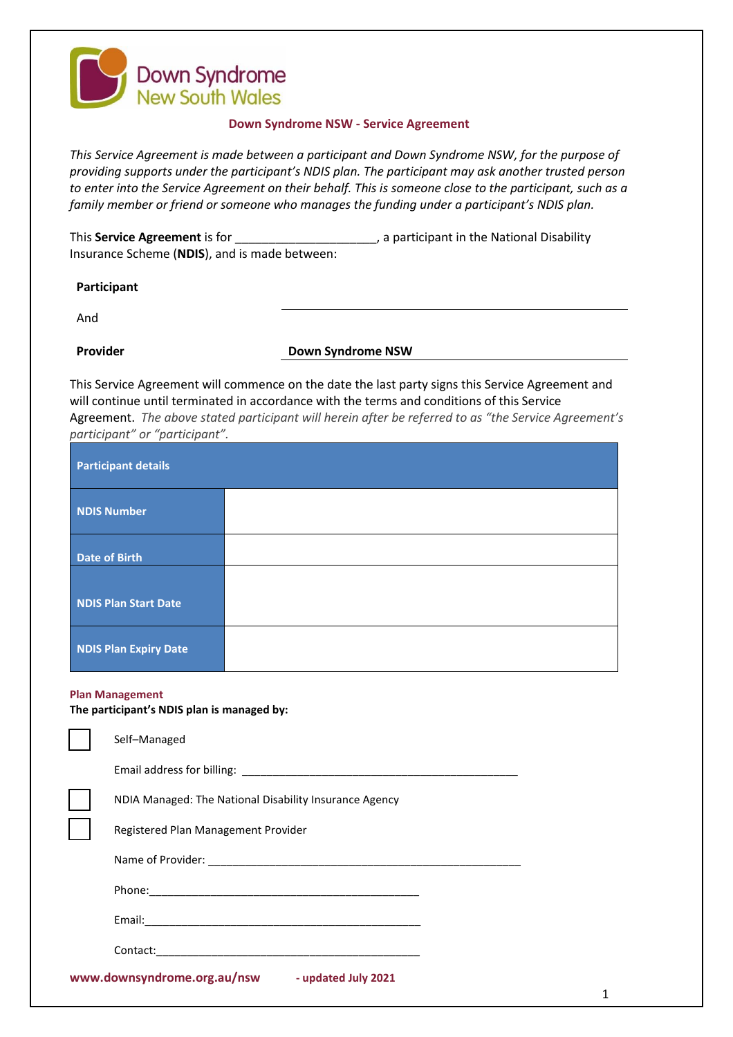Down Syndrome New South Wales

## Down Syndrome NSW - Service Agreement

*This Service Agreement is made between a participant and Down Syndrome NSW, for the purpose of providing supports under the participant's NDIS plan. The participant may ask another trusted person to enter into the Service Agreement on their behalf. This is someone close to the participant, such as a family member or friend or someone who manages the funding under a participant's NDIS plan.*

This **Service Agreement** is for ____________________, a participant in the National Disability Insurance Scheme (**NDIS**), and is made between:

**Participant** ________________________________________

And

**Provider** **Down Syndrome NSW**

This Service Agreement will commence on the date the last party signs this Service Agreement and will continue until terminated in accordance with the terms and conditions of this Service Agreement. *The above stated participant will herein after be referred to as "the Service Agreement's participant" or "participant".*

| **Participant details** | |
|---|---|
| **NDIS Number** | |
| **Date of Birth** | |
| **NDIS Plan Start Date** | |
| **NDIS Plan Expiry Date** | |

**Plan Management**

**The participant's NDIS plan is managed by:**

☐ Self–Managed

Email address for billing: ______________________________________________

☐ NDIA Managed: The National Disability Insurance Agency

☐ Registered Plan Management Provider

Name of Provider: ____________________________________________________

Phone:____________________________________________

Email:_____________________________________________

Contact:___________________________________________

www.downsyndrome.org.au/nsw - updated July 2021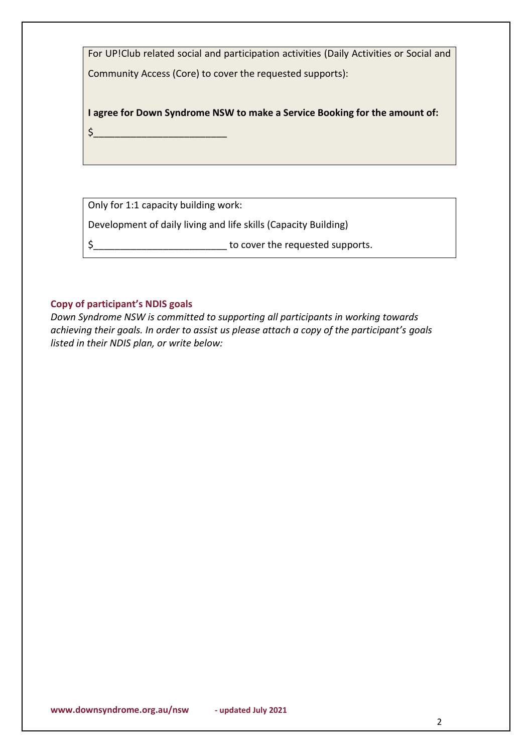For UP!Club related social and participation activities (Daily Activities or Social and Community Access (Core) to cover the requested supports):

**I agree for Down Syndrome NSW to make a Service Booking for the amount of:**

$_________________________

Only for 1:1 capacity building work:

Development of daily living and life skills (Capacity Building)

$_________________________ to cover the requested supports.

### Copy of participant's NDIS goals

*Down Syndrome NSW is committed to supporting all participants in working towards achieving their goals. In order to assist us please attach a copy of the participant's goals listed in their NDIS plan, or write below:*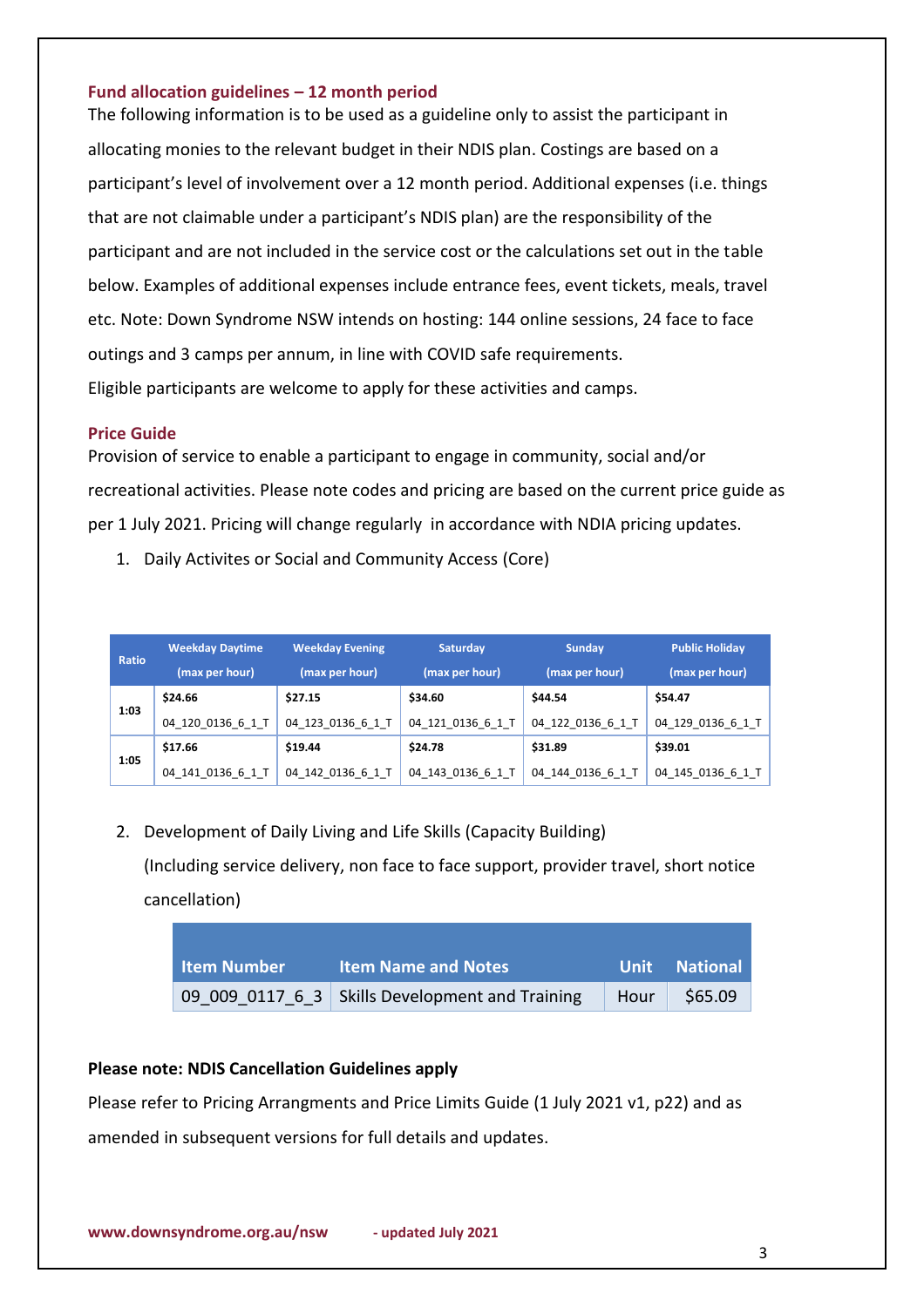## Fund allocation guidelines – 12 month period

The following information is to be used as a guideline only to assist the participant in allocating monies to the relevant budget in their NDIS plan. Costings are based on a participant's level of involvement over a 12 month period. Additional expenses (i.e. things that are not claimable under a participant's NDIS plan) are the responsibility of the participant and are not included in the service cost or the calculations set out in the table below. Examples of additional expenses include entrance fees, event tickets, meals, travel etc. Note: Down Syndrome NSW intends on hosting: 144 online sessions, 24 face to face outings and 3 camps per annum, in line with COVID safe requirements.
Eligible participants are welcome to apply for these activities and camps.

## Price Guide

Provision of service to enable a participant to engage in community, social and/or recreational activities. Please note codes and pricing are based on the current price guide as per 1 July 2021. Pricing will change regularly in accordance with NDIA pricing updates.

1. Daily Activites or Social and Community Access (Core)

| Ratio | Weekday Daytime (max per hour) | Weekday Evening (max per hour) | Saturday (max per hour) | Sunday (max per hour) | Public Holiday (max per hour) |
|---|---|---|---|---|---|
| 1:03 | **$24.66** | **$27.15** | **$34.60** | **$44.54** | **$54.47** |
| | 04_120_0136_6_1_T | 04_123_0136_6_1_T | 04_121_0136_6_1_T | 04_122_0136_6_1_T | 04_129_0136_6_1_T |
| 1:05 | **$17.66** | **$19.44** | **$24.78** | **$31.89** | **$39.01** |
| | 04_141_0136_6_1_T | 04_142_0136_6_1_T | 04_143_0136_6_1_T | 04_144_0136_6_1_T | 04_145_0136_6_1_T |

2. Development of Daily Living and Life Skills (Capacity Building)
   (Including service delivery, non face to face support, provider travel, short notice cancellation)

| Item Number | Item Name and Notes | Unit | National |
|---|---|---|---|
| 09_009_0117_6_3 | Skills Development and Training | Hour | $65.09 |

**Please note: NDIS Cancellation Guidelines apply**

Please refer to Pricing Arrangments and Price Limits Guide (1 July 2021 v1, p22) and as amended in subsequent versions for full details and updates.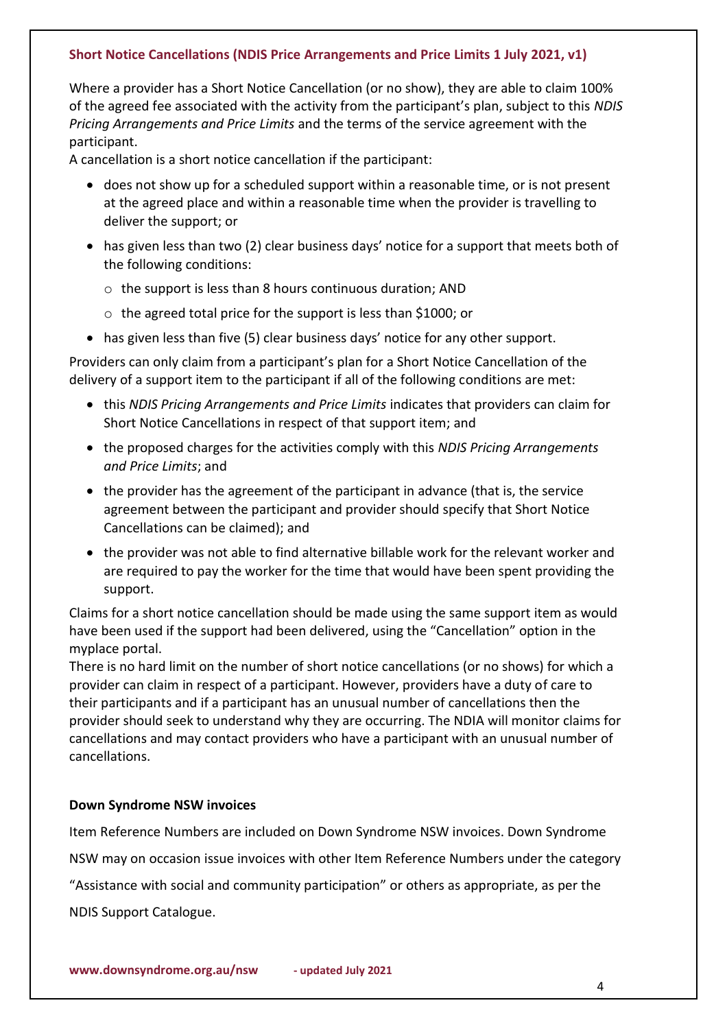## Short Notice Cancellations (NDIS Price Arrangements and Price Limits 1 July 2021, v1)

Where a provider has a Short Notice Cancellation (or no show), they are able to claim 100% of the agreed fee associated with the activity from the participant's plan, subject to this *NDIS Pricing Arrangements and Price Limits* and the terms of the service agreement with the participant.

A cancellation is a short notice cancellation if the participant:

- does not show up for a scheduled support within a reasonable time, or is not present at the agreed place and within a reasonable time when the provider is travelling to deliver the support; or
- has given less than two (2) clear business days' notice for a support that meets both of the following conditions:
  - the support is less than 8 hours continuous duration; AND
  - the agreed total price for the support is less than $1000; or
- has given less than five (5) clear business days' notice for any other support.

Providers can only claim from a participant's plan for a Short Notice Cancellation of the delivery of a support item to the participant if all of the following conditions are met:

- this *NDIS Pricing Arrangements and Price Limits* indicates that providers can claim for Short Notice Cancellations in respect of that support item; and
- the proposed charges for the activities comply with this *NDIS Pricing Arrangements and Price Limits*; and
- the provider has the agreement of the participant in advance (that is, the service agreement between the participant and provider should specify that Short Notice Cancellations can be claimed); and
- the provider was not able to find alternative billable work for the relevant worker and are required to pay the worker for the time that would have been spent providing the support.

Claims for a short notice cancellation should be made using the same support item as would have been used if the support had been delivered, using the "Cancellation" option in the myplace portal.

There is no hard limit on the number of short notice cancellations (or no shows) for which a provider can claim in respect of a participant. However, providers have a duty of care to their participants and if a participant has an unusual number of cancellations then the provider should seek to understand why they are occurring. The NDIA will monitor claims for cancellations and may contact providers who have a participant with an unusual number of cancellations.

### Down Syndrome NSW invoices

Item Reference Numbers are included on Down Syndrome NSW invoices. Down Syndrome NSW may on occasion issue invoices with other Item Reference Numbers under the category "Assistance with social and community participation" or others as appropriate, as per the NDIS Support Catalogue.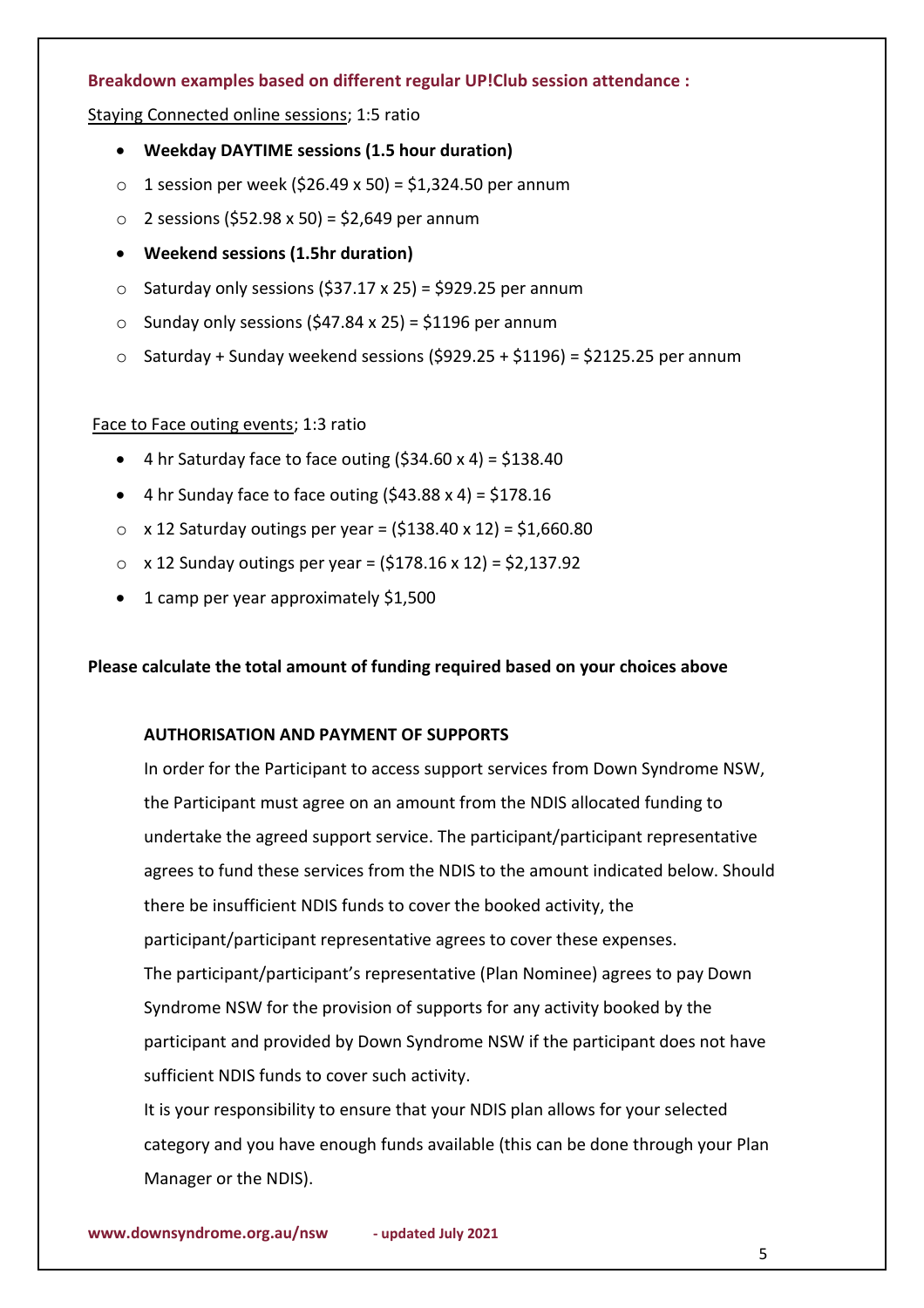**Breakdown examples based on different regular UP!Club session attendance :**

<u>Staying Connected online sessions</u>; 1:5 ratio

- **Weekday DAYTIME sessions (1.5 hour duration)**
    - 1 session per week ($26.49 x 50) = $1,324.50 per annum
    - 2 sessions ($52.98 x 50) = $2,649 per annum
- **Weekend sessions (1.5hr duration)**
    - Saturday only sessions ($37.17 x 25) = $929.25 per annum
    - Sunday only sessions ($47.84 x 25) = $1196 per annum
    - Saturday + Sunday weekend sessions ($929.25 + $1196) = $2125.25 per annum

<u>Face to Face outing events</u>; 1:3 ratio

- 4 hr Saturday face to face outing ($34.60 x 4) = $138.40
- 4 hr Sunday face to face outing ($43.88 x 4) = $178.16
    - x 12 Saturday outings per year = ($138.40 x 12) = $1,660.80
    - x 12 Sunday outings per year = ($178.16 x 12) = $2,137.92
- 1 camp per year approximately $1,500

**Please calculate the total amount of funding required based on your choices above**

**AUTHORISATION AND PAYMENT OF SUPPORTS**

In order for the Participant to access support services from Down Syndrome NSW, the Participant must agree on an amount from the NDIS allocated funding to undertake the agreed support service. The participant/participant representative agrees to fund these services from the NDIS to the amount indicated below. Should there be insufficient NDIS funds to cover the booked activity, the participant/participant representative agrees to cover these expenses.

The participant/participant's representative (Plan Nominee) agrees to pay Down Syndrome NSW for the provision of supports for any activity booked by the participant and provided by Down Syndrome NSW if the participant does not have sufficient NDIS funds to cover such activity.

It is your responsibility to ensure that your NDIS plan allows for your selected category and you have enough funds available (this can be done through your Plan Manager or the NDIS).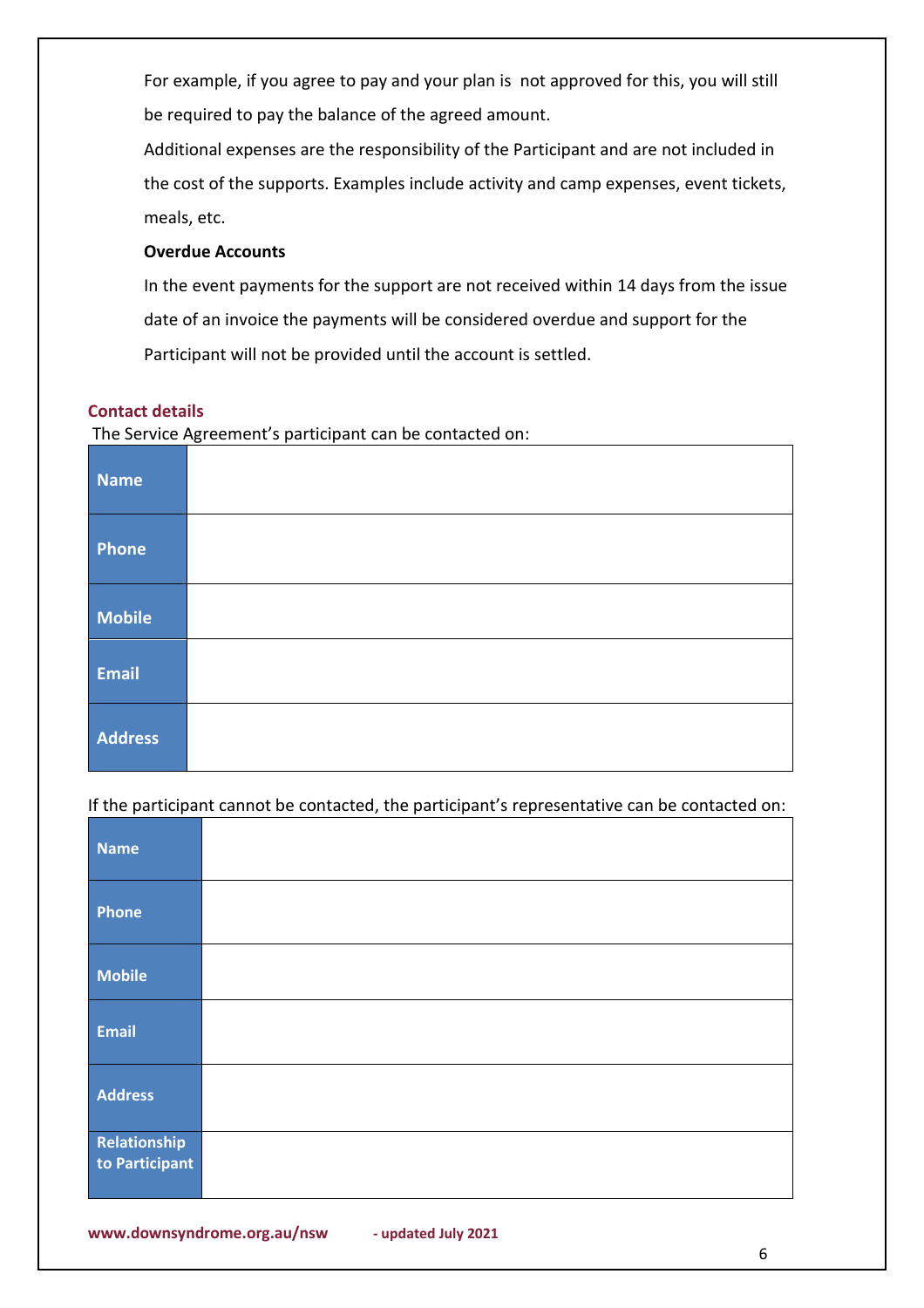For example, if you agree to pay and your plan is not approved for this, you will still be required to pay the balance of the agreed amount.

Additional expenses are the responsibility of the Participant and are not included in the cost of the supports. Examples include activity and camp expenses, event tickets, meals, etc.

**Overdue Accounts**

In the event payments for the support are not received within 14 days from the issue date of an invoice the payments will be considered overdue and support for the Participant will not be provided until the account is settled.

## Contact details

The Service Agreement's participant can be contacted on:

| | |
|---|---|
| **Name** | |
| **Phone** | |
| **Mobile** | |
| **Email** | |
| **Address** | |

If the participant cannot be contacted, the participant's representative can be contacted on:

| | |
|---|---|
| **Name** | |
| **Phone** | |
| **Mobile** | |
| **Email** | |
| **Address** | |
| **Relationship to Participant** | |

**www.downsyndrome.org.au/nsw - updated July 2021**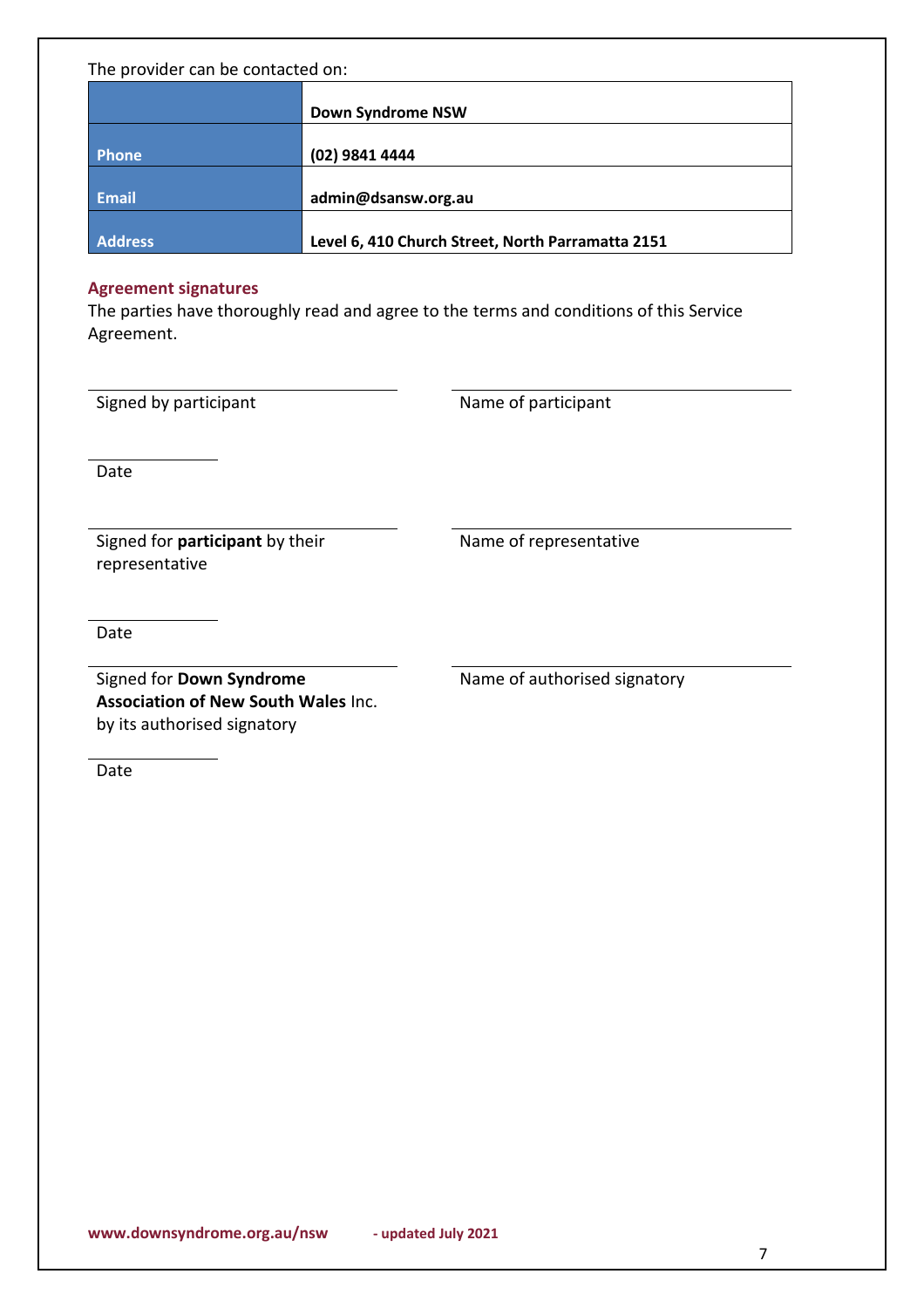The provider can be contacted on:

| | **Down Syndrome NSW** |
|---|---|
| **Phone** | **(02) 9841 4444** |
| **Email** | **admin@dsansw.org.au** |
| **Address** | **Level 6, 410 Church Street, North Parramatta 2151** |

### Agreement signatures

The parties have thoroughly read and agree to the terms and conditions of this Service Agreement.

| | |
|---|---|
| Signed by participant | Name of participant |
| Date | |
| Signed for **participant** by their representative | Name of representative |
| Date | |
| Signed for **Down Syndrome Association of New South Wales** Inc. by its authorised signatory | Name of authorised signatory |
| Date | |

**www.downsyndrome.org.au/nsw** **- updated July 2021**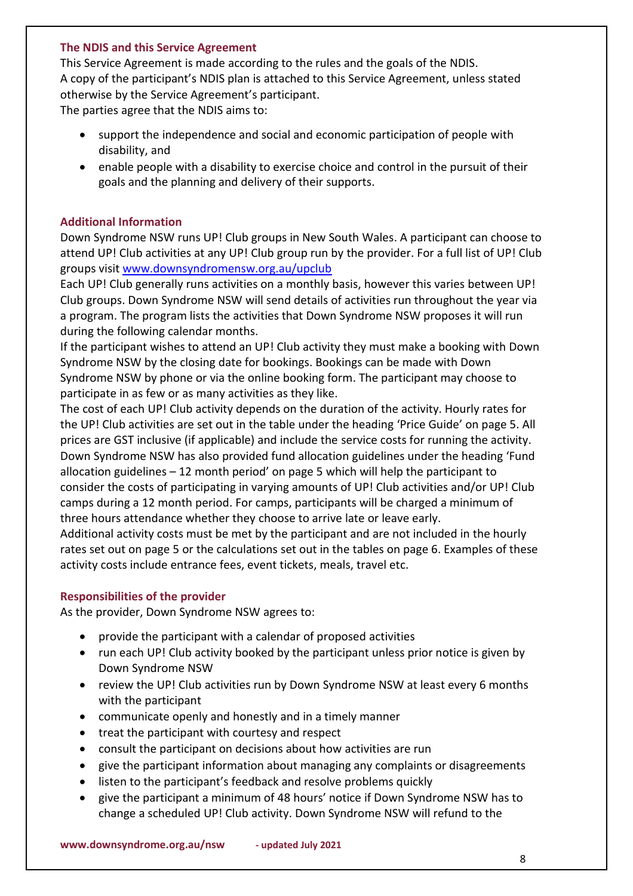### The NDIS and this Service Agreement

This Service Agreement is made according to the rules and the goals of the NDIS.
A copy of the participant's NDIS plan is attached to this Service Agreement, unless stated otherwise by the Service Agreement's participant.
The parties agree that the NDIS aims to:

- support the independence and social and economic participation of people with disability, and
- enable people with a disability to exercise choice and control in the pursuit of their goals and the planning and delivery of their supports.

### Additional Information

Down Syndrome NSW runs UP! Club groups in New South Wales. A participant can choose to attend UP! Club activities at any UP! Club group run by the provider. For a full list of UP! Club groups visit [www.downsyndromensw.org.au/upclub](http://www.downsyndromensw.org.au/upclub)
Each UP! Club generally runs activities on a monthly basis, however this varies between UP! Club groups. Down Syndrome NSW will send details of activities run throughout the year via a program. The program lists the activities that Down Syndrome NSW proposes it will run during the following calendar months.
If the participant wishes to attend an UP! Club activity they must make a booking with Down Syndrome NSW by the closing date for bookings. Bookings can be made with Down Syndrome NSW by phone or via the online booking form. The participant may choose to participate in as few or as many activities as they like.
The cost of each UP! Club activity depends on the duration of the activity. Hourly rates for the UP! Club activities are set out in the table under the heading 'Price Guide' on page 5. All prices are GST inclusive (if applicable) and include the service costs for running the activity. Down Syndrome NSW has also provided fund allocation guidelines under the heading 'Fund allocation guidelines – 12 month period' on page 5 which will help the participant to consider the costs of participating in varying amounts of UP! Club activities and/or UP! Club camps during a 12 month period. For camps, participants will be charged a minimum of three hours attendance whether they choose to arrive late or leave early.
Additional activity costs must be met by the participant and are not included in the hourly rates set out on page 5 or the calculations set out in the tables on page 6. Examples of these activity costs include entrance fees, event tickets, meals, travel etc.

### Responsibilities of the provider

As the provider, Down Syndrome NSW agrees to:

- provide the participant with a calendar of proposed activities
- run each UP! Club activity booked by the participant unless prior notice is given by Down Syndrome NSW
- review the UP! Club activities run by Down Syndrome NSW at least every 6 months with the participant
- communicate openly and honestly and in a timely manner
- treat the participant with courtesy and respect
- consult the participant on decisions about how activities are run
- give the participant information about managing any complaints or disagreements
- listen to the participant's feedback and resolve problems quickly
- give the participant a minimum of 48 hours' notice if Down Syndrome NSW has to change a scheduled UP! Club activity. Down Syndrome NSW will refund to the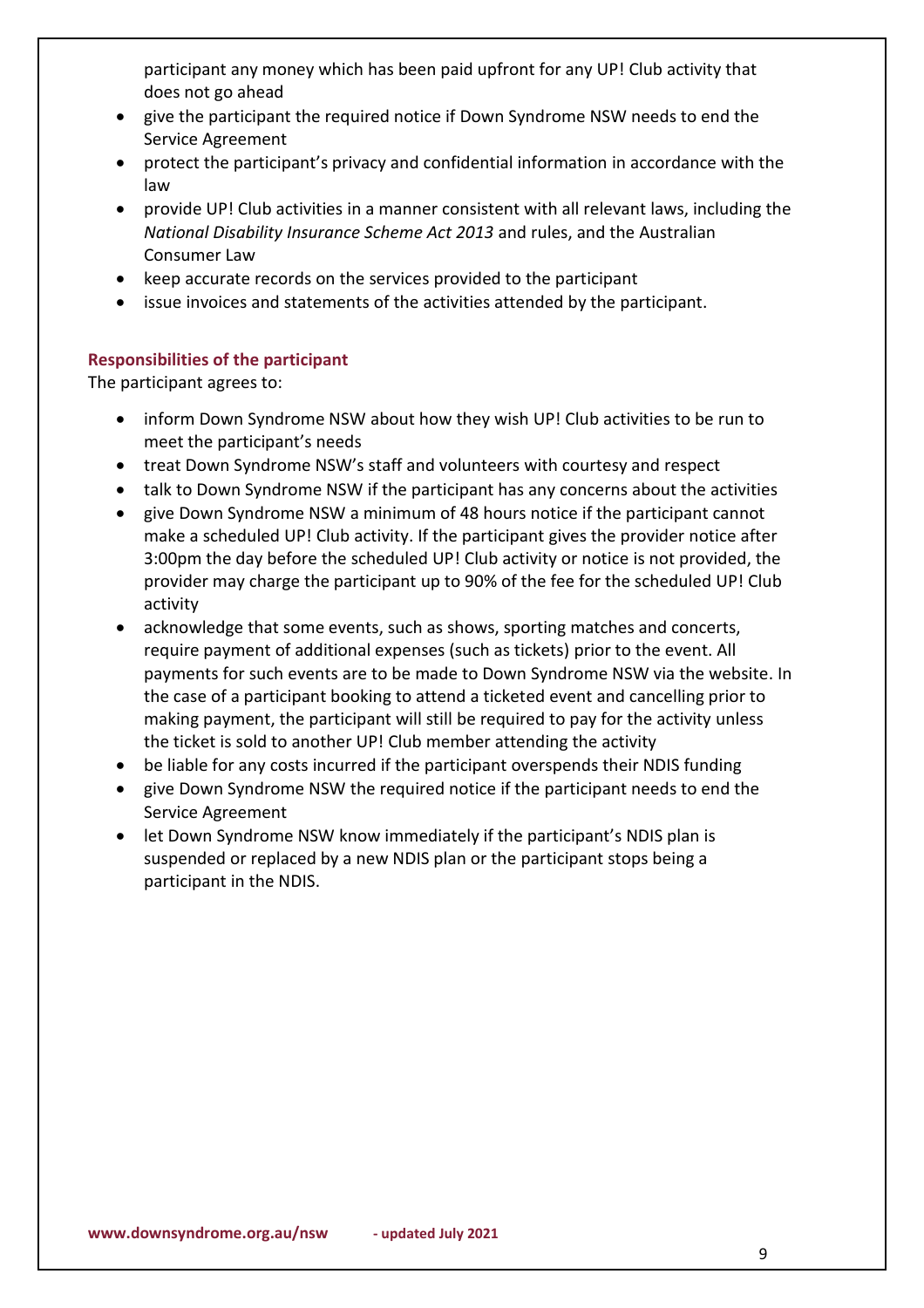participant any money which has been paid upfront for any UP! Club activity that does not go ahead

- give the participant the required notice if Down Syndrome NSW needs to end the Service Agreement
- protect the participant's privacy and confidential information in accordance with the law
- provide UP! Club activities in a manner consistent with all relevant laws, including the *National Disability Insurance Scheme Act 2013* and rules, and the Australian Consumer Law
- keep accurate records on the services provided to the participant
- issue invoices and statements of the activities attended by the participant.

### Responsibilities of the participant

The participant agrees to:

- inform Down Syndrome NSW about how they wish UP! Club activities to be run to meet the participant's needs
- treat Down Syndrome NSW's staff and volunteers with courtesy and respect
- talk to Down Syndrome NSW if the participant has any concerns about the activities
- give Down Syndrome NSW a minimum of 48 hours notice if the participant cannot make a scheduled UP! Club activity. If the participant gives the provider notice after 3:00pm the day before the scheduled UP! Club activity or notice is not provided, the provider may charge the participant up to 90% of the fee for the scheduled UP! Club activity
- acknowledge that some events, such as shows, sporting matches and concerts, require payment of additional expenses (such as tickets) prior to the event. All payments for such events are to be made to Down Syndrome NSW via the website. In the case of a participant booking to attend a ticketed event and cancelling prior to making payment, the participant will still be required to pay for the activity unless the ticket is sold to another UP! Club member attending the activity
- be liable for any costs incurred if the participant overspends their NDIS funding
- give Down Syndrome NSW the required notice if the participant needs to end the Service Agreement
- let Down Syndrome NSW know immediately if the participant's NDIS plan is suspended or replaced by a new NDIS plan or the participant stops being a participant in the NDIS.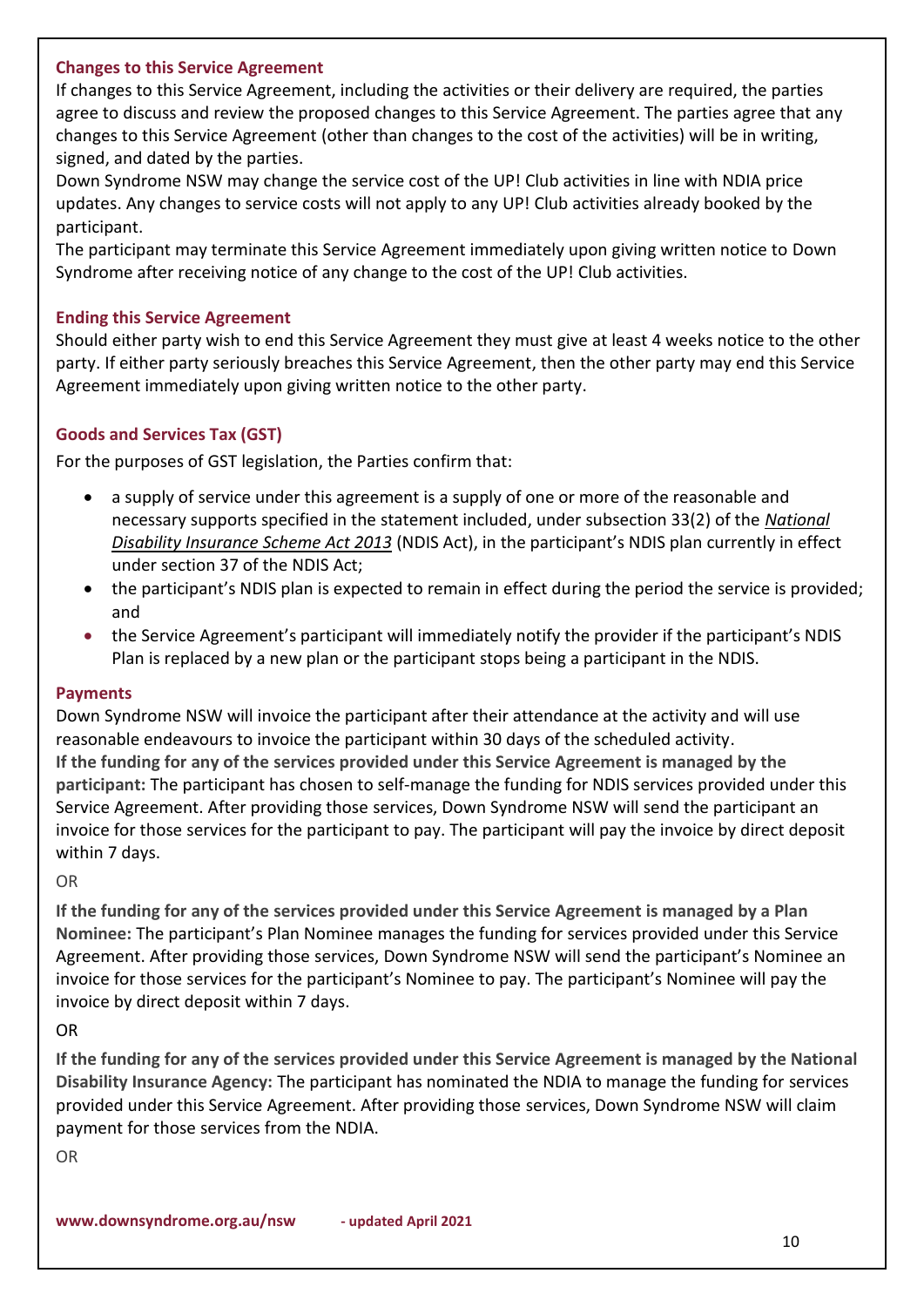## Changes to this Service Agreement

If changes to this Service Agreement, including the activities or their delivery are required, the parties agree to discuss and review the proposed changes to this Service Agreement. The parties agree that any changes to this Service Agreement (other than changes to the cost of the activities) will be in writing, signed, and dated by the parties.

Down Syndrome NSW may change the service cost of the UP! Club activities in line with NDIA price updates. Any changes to service costs will not apply to any UP! Club activities already booked by the participant.

The participant may terminate this Service Agreement immediately upon giving written notice to Down Syndrome after receiving notice of any change to the cost of the UP! Club activities.

## Ending this Service Agreement

Should either party wish to end this Service Agreement they must give at least 4 weeks notice to the other party. If either party seriously breaches this Service Agreement, then the other party may end this Service Agreement immediately upon giving written notice to the other party.

## Goods and Services Tax (GST)

For the purposes of GST legislation, the Parties confirm that:

- a supply of service under this agreement is a supply of one or more of the reasonable and necessary supports specified in the statement included, under subsection 33(2) of the *National Disability Insurance Scheme Act 2013* (NDIS Act), in the participant's NDIS plan currently in effect under section 37 of the NDIS Act;
- the participant's NDIS plan is expected to remain in effect during the period the service is provided; and
- the Service Agreement's participant will immediately notify the provider if the participant's NDIS Plan is replaced by a new plan or the participant stops being a participant in the NDIS.

## Payments

Down Syndrome NSW will invoice the participant after their attendance at the activity and will use reasonable endeavours to invoice the participant within 30 days of the scheduled activity.

**If the funding for any of the services provided under this Service Agreement is managed by the participant:** The participant has chosen to self-manage the funding for NDIS services provided under this Service Agreement. After providing those services, Down Syndrome NSW will send the participant an invoice for those services for the participant to pay. The participant will pay the invoice by direct deposit within 7 days.

OR

**If the funding for any of the services provided under this Service Agreement is managed by a Plan Nominee:** The participant's Plan Nominee manages the funding for services provided under this Service Agreement. After providing those services, Down Syndrome NSW will send the participant's Nominee an invoice for those services for the participant's Nominee to pay. The participant's Nominee will pay the invoice by direct deposit within 7 days.

OR

**If the funding for any of the services provided under this Service Agreement is managed by the National Disability Insurance Agency:** The participant has nominated the NDIA to manage the funding for services provided under this Service Agreement. After providing those services, Down Syndrome NSW will claim payment for those services from the NDIA.

OR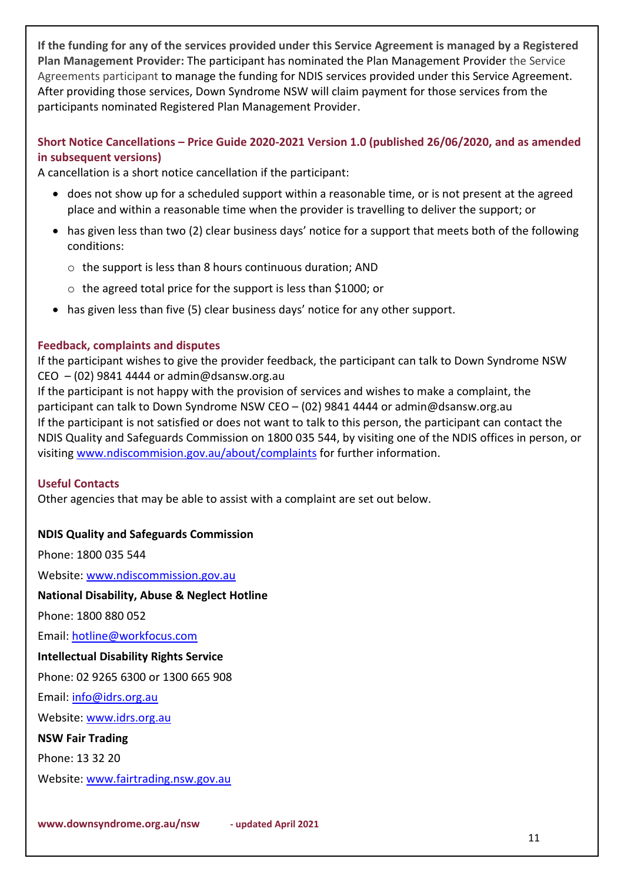**If the funding for any of the services provided under this Service Agreement is managed by a Registered Plan Management Provider:** The participant has nominated the Plan Management Provider the Service Agreements participant to manage the funding for NDIS services provided under this Service Agreement. After providing those services, Down Syndrome NSW will claim payment for those services from the participants nominated Registered Plan Management Provider.

### Short Notice Cancellations – Price Guide 2020-2021 Version 1.0 (published 26/06/2020, and as amended in subsequent versions)

A cancellation is a short notice cancellation if the participant:

- does not show up for a scheduled support within a reasonable time, or is not present at the agreed place and within a reasonable time when the provider is travelling to deliver the support; or
- has given less than two (2) clear business days' notice for a support that meets both of the following conditions:
  - the support is less than 8 hours continuous duration; AND
  - the agreed total price for the support is less than $1000; or
- has given less than five (5) clear business days' notice for any other support.

### Feedback, complaints and disputes

If the participant wishes to give the provider feedback, the participant can talk to Down Syndrome NSW CEO – (02) 9841 4444 or admin@dsansw.org.au
If the participant is not happy with the provision of services and wishes to make a complaint, the participant can talk to Down Syndrome NSW CEO – (02) 9841 4444 or admin@dsansw.org.au
If the participant is not satisfied or does not want to talk to this person, the participant can contact the NDIS Quality and Safeguards Commission on 1800 035 544, by visiting one of the NDIS offices in person, or visiting www.ndiscommision.gov.au/about/complaints for further information.

### Useful Contacts

Other agencies that may be able to assist with a complaint are set out below.

**NDIS Quality and Safeguards Commission**

Phone: 1800 035 544

Website: www.ndiscommission.gov.au

**National Disability, Abuse & Neglect Hotline**

Phone: 1800 880 052

Email: hotline@workfocus.com

**Intellectual Disability Rights Service**

Phone: 02 9265 6300 or 1300 665 908

Email: info@idrs.org.au

Website: www.idrs.org.au

**NSW Fair Trading**

Phone: 13 32 20

Website: www.fairtrading.nsw.gov.au

**www.downsyndrome.org.au/nsw - updated April 2021**